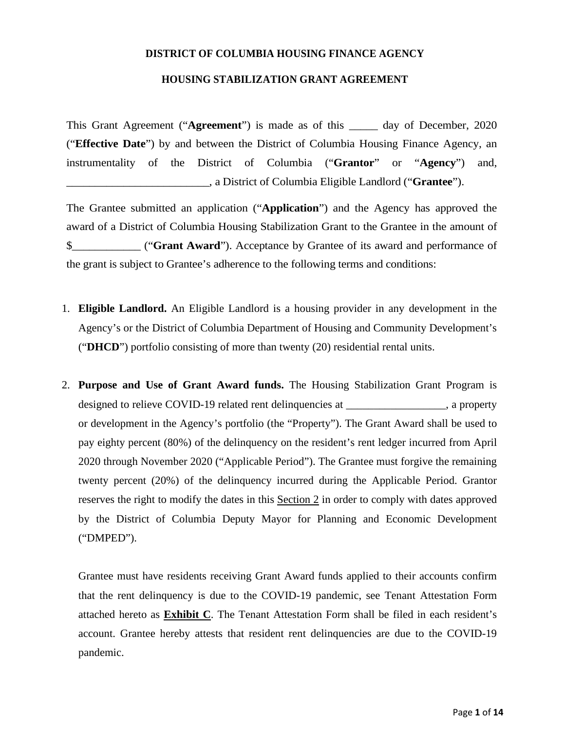**DISTRICT OF COLUMBIA HOUSING FINANCE AGENCY**

**HOUSING STABILIZATION GRANT AGREEMENT**

This Grant Agreement ("**Agreement**") is made as of this _____ day of December, 2020 ("**Effective Date**") by and between the District of Columbia Housing Finance Agency, an instrumentality of the District of Columbia ("**Grantor**" or "**Agency**") and, _________________________, a District of Columbia Eligible Landlord ("**Grantee**").

The Grantee submitted an application ("**Application**") and the Agency has approved the award of a District of Columbia Housing Stabilization Grant to the Grantee in the amount of $____________ ("**Grant Award**"). Acceptance by Grantee of its award and performance of the grant is subject to Grantee's adherence to the following terms and conditions:

1. **Eligible Landlord.** An Eligible Landlord is a housing provider in any development in the Agency's or the District of Columbia Department of Housing and Community Development's ("**DHCD**") portfolio consisting of more than twenty (20) residential rental units.

2. **Purpose and Use of Grant Award funds.** The Housing Stabilization Grant Program is designed to relieve COVID-19 related rent delinquencies at __________________, a property or development in the Agency's portfolio (the "Property"). The Grant Award shall be used to pay eighty percent (80%) of the delinquency on the resident's rent ledger incurred from April 2020 through November 2020 ("Applicable Period"). The Grantee must forgive the remaining twenty percent (20%) of the delinquency incurred during the Applicable Period. Grantor reserves the right to modify the dates in this <u>Section 2</u> in order to comply with dates approved by the District of Columbia Deputy Mayor for Planning and Economic Development ("DMPED").

   Grantee must have residents receiving Grant Award funds applied to their accounts confirm that the rent delinquency is due to the COVID-19 pandemic, see Tenant Attestation Form attached hereto as **<u>Exhibit C</u>**. The Tenant Attestation Form shall be filed in each resident's account. Grantee hereby attests that resident rent delinquencies are due to the COVID-19 pandemic.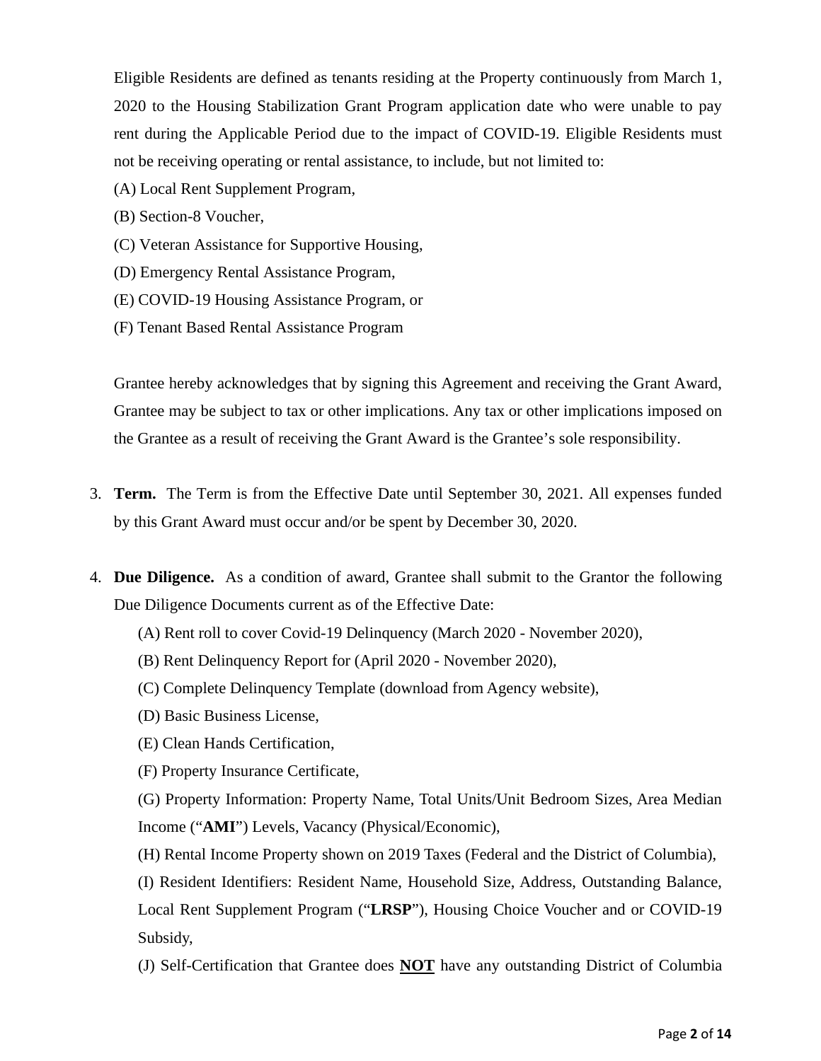Eligible Residents are defined as tenants residing at the Property continuously from March 1, 2020 to the Housing Stabilization Grant Program application date who were unable to pay rent during the Applicable Period due to the impact of COVID-19. Eligible Residents must not be receiving operating or rental assistance, to include, but not limited to:

(A) Local Rent Supplement Program,

(B) Section-8 Voucher,

(C) Veteran Assistance for Supportive Housing,

(D) Emergency Rental Assistance Program,

(E) COVID-19 Housing Assistance Program, or

(F) Tenant Based Rental Assistance Program

Grantee hereby acknowledges that by signing this Agreement and receiving the Grant Award, Grantee may be subject to tax or other implications. Any tax or other implications imposed on the Grantee as a result of receiving the Grant Award is the Grantee's sole responsibility.

3. **Term.** The Term is from the Effective Date until September 30, 2021. All expenses funded by this Grant Award must occur and/or be spent by December 30, 2020.

4. **Due Diligence.** As a condition of award, Grantee shall submit to the Grantor the following Due Diligence Documents current as of the Effective Date:

   (A) Rent roll to cover Covid-19 Delinquency (March 2020 - November 2020),

   (B) Rent Delinquency Report for (April 2020 - November 2020),

   (C) Complete Delinquency Template (download from Agency website),

   (D) Basic Business License,

   (E) Clean Hands Certification,

   (F) Property Insurance Certificate,

   (G) Property Information: Property Name, Total Units/Unit Bedroom Sizes, Area Median Income ("**AMI**") Levels, Vacancy (Physical/Economic),

   (H) Rental Income Property shown on 2019 Taxes (Federal and the District of Columbia),

   (I) Resident Identifiers: Resident Name, Household Size, Address, Outstanding Balance, Local Rent Supplement Program ("**LRSP**"), Housing Choice Voucher and or COVID-19 Subsidy,

   (J) Self-Certification that Grantee does **NOT** have any outstanding District of Columbia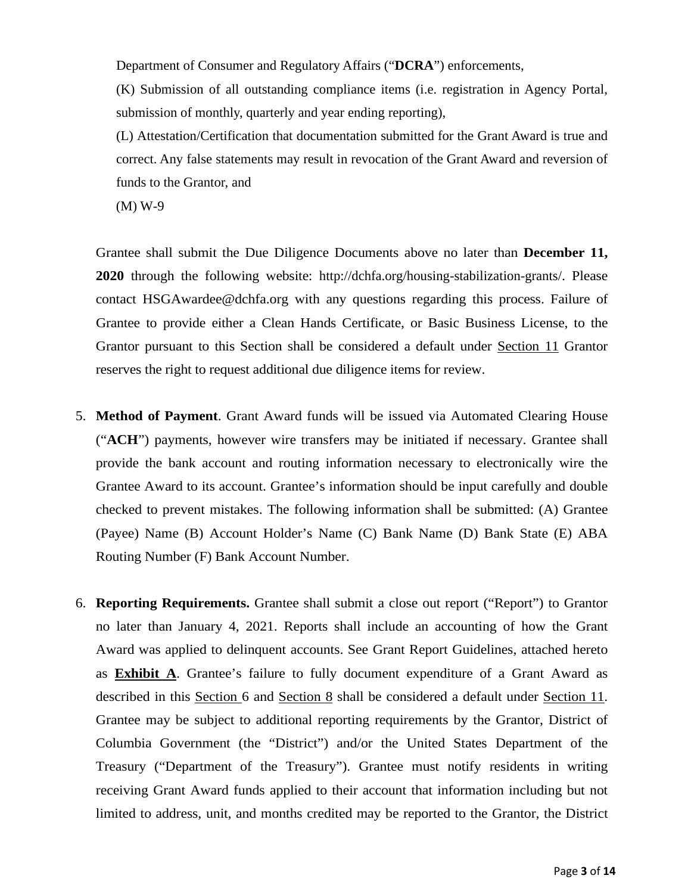Department of Consumer and Regulatory Affairs ("**DCRA**") enforcements,

(K) Submission of all outstanding compliance items (i.e. registration in Agency Portal, submission of monthly, quarterly and year ending reporting),

(L) Attestation/Certification that documentation submitted for the Grant Award is true and correct. Any false statements may result in revocation of the Grant Award and reversion of funds to the Grantor, and

(M) W-9

Grantee shall submit the Due Diligence Documents above no later than **December 11, 2020** through the following website: http://dchfa.org/housing-stabilization-grants/. Please contact HSGAwardee@dchfa.org with any questions regarding this process. Failure of Grantee to provide either a Clean Hands Certificate, or Basic Business License, to the Grantor pursuant to this Section shall be considered a default under Section 11 Grantor reserves the right to request additional due diligence items for review.

5. **Method of Payment**. Grant Award funds will be issued via Automated Clearing House ("**ACH**") payments, however wire transfers may be initiated if necessary. Grantee shall provide the bank account and routing information necessary to electronically wire the Grantee Award to its account. Grantee's information should be input carefully and double checked to prevent mistakes. The following information shall be submitted: (A) Grantee (Payee) Name (B) Account Holder's Name (C) Bank Name (D) Bank State (E) ABA Routing Number (F) Bank Account Number.

6. **Reporting Requirements.** Grantee shall submit a close out report ("Report") to Grantor no later than January 4, 2021. Reports shall include an accounting of how the Grant Award was applied to delinquent accounts. See Grant Report Guidelines, attached hereto as **Exhibit A**. Grantee's failure to fully document expenditure of a Grant Award as described in this Section 6 and Section 8 shall be considered a default under Section 11. Grantee may be subject to additional reporting requirements by the Grantor, District of Columbia Government (the "District") and/or the United States Department of the Treasury ("Department of the Treasury"). Grantee must notify residents in writing receiving Grant Award funds applied to their account that information including but not limited to address, unit, and months credited may be reported to the Grantor, the District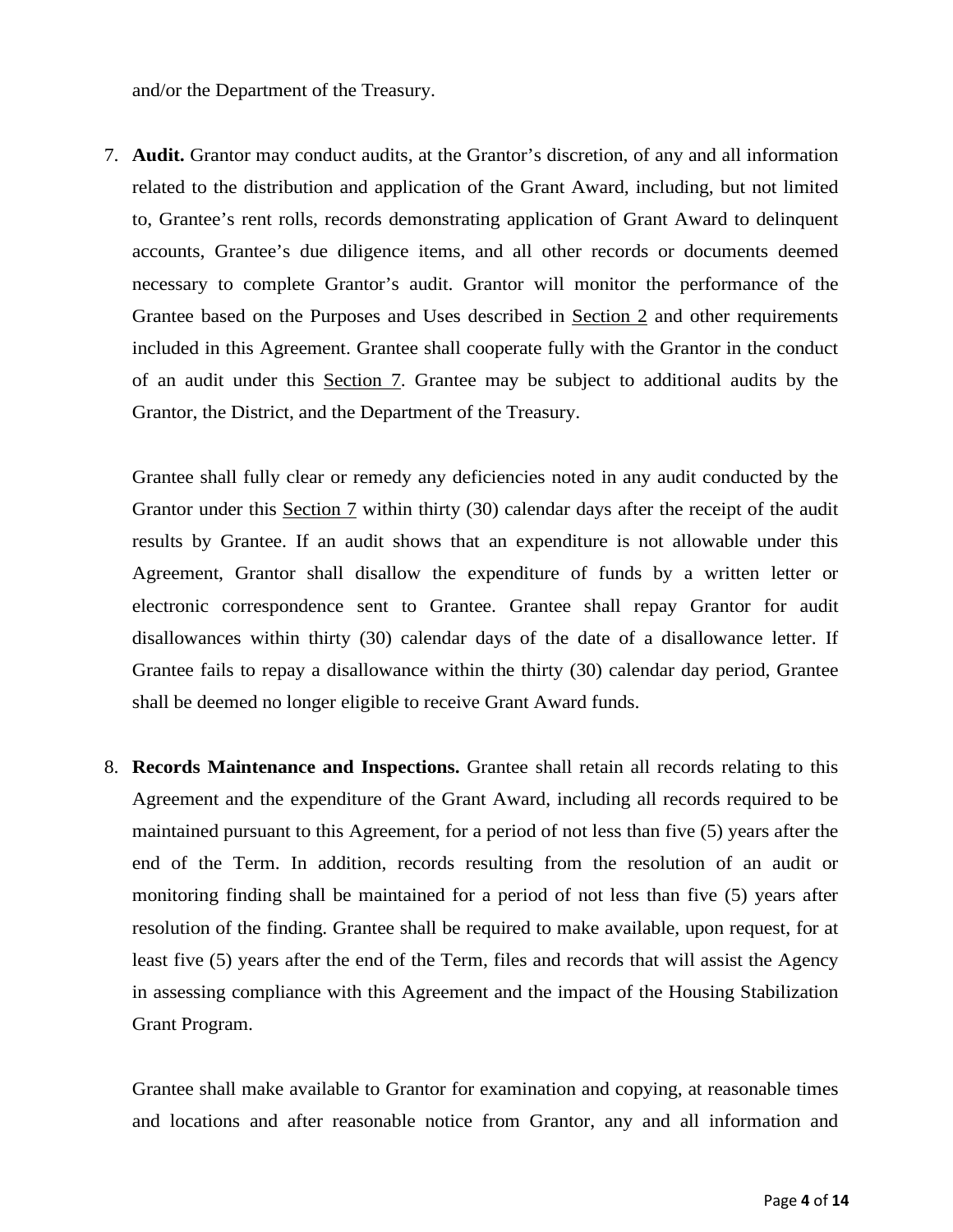and/or the Department of the Treasury.

7. **Audit.** Grantor may conduct audits, at the Grantor's discretion, of any and all information related to the distribution and application of the Grant Award, including, but not limited to, Grantee's rent rolls, records demonstrating application of Grant Award to delinquent accounts, Grantee's due diligence items, and all other records or documents deemed necessary to complete Grantor's audit. Grantor will monitor the performance of the Grantee based on the Purposes and Uses described in Section 2 and other requirements included in this Agreement. Grantee shall cooperate fully with the Grantor in the conduct of an audit under this Section 7. Grantee may be subject to additional audits by the Grantor, the District, and the Department of the Treasury.

   Grantee shall fully clear or remedy any deficiencies noted in any audit conducted by the Grantor under this Section 7 within thirty (30) calendar days after the receipt of the audit results by Grantee. If an audit shows that an expenditure is not allowable under this Agreement, Grantor shall disallow the expenditure of funds by a written letter or electronic correspondence sent to Grantee. Grantee shall repay Grantor for audit disallowances within thirty (30) calendar days of the date of a disallowance letter. If Grantee fails to repay a disallowance within the thirty (30) calendar day period, Grantee shall be deemed no longer eligible to receive Grant Award funds.

8. **Records Maintenance and Inspections.** Grantee shall retain all records relating to this Agreement and the expenditure of the Grant Award, including all records required to be maintained pursuant to this Agreement, for a period of not less than five (5) years after the end of the Term. In addition, records resulting from the resolution of an audit or monitoring finding shall be maintained for a period of not less than five (5) years after resolution of the finding. Grantee shall be required to make available, upon request, for at least five (5) years after the end of the Term, files and records that will assist the Agency in assessing compliance with this Agreement and the impact of the Housing Stabilization Grant Program.

   Grantee shall make available to Grantor for examination and copying, at reasonable times and locations and after reasonable notice from Grantor, any and all information and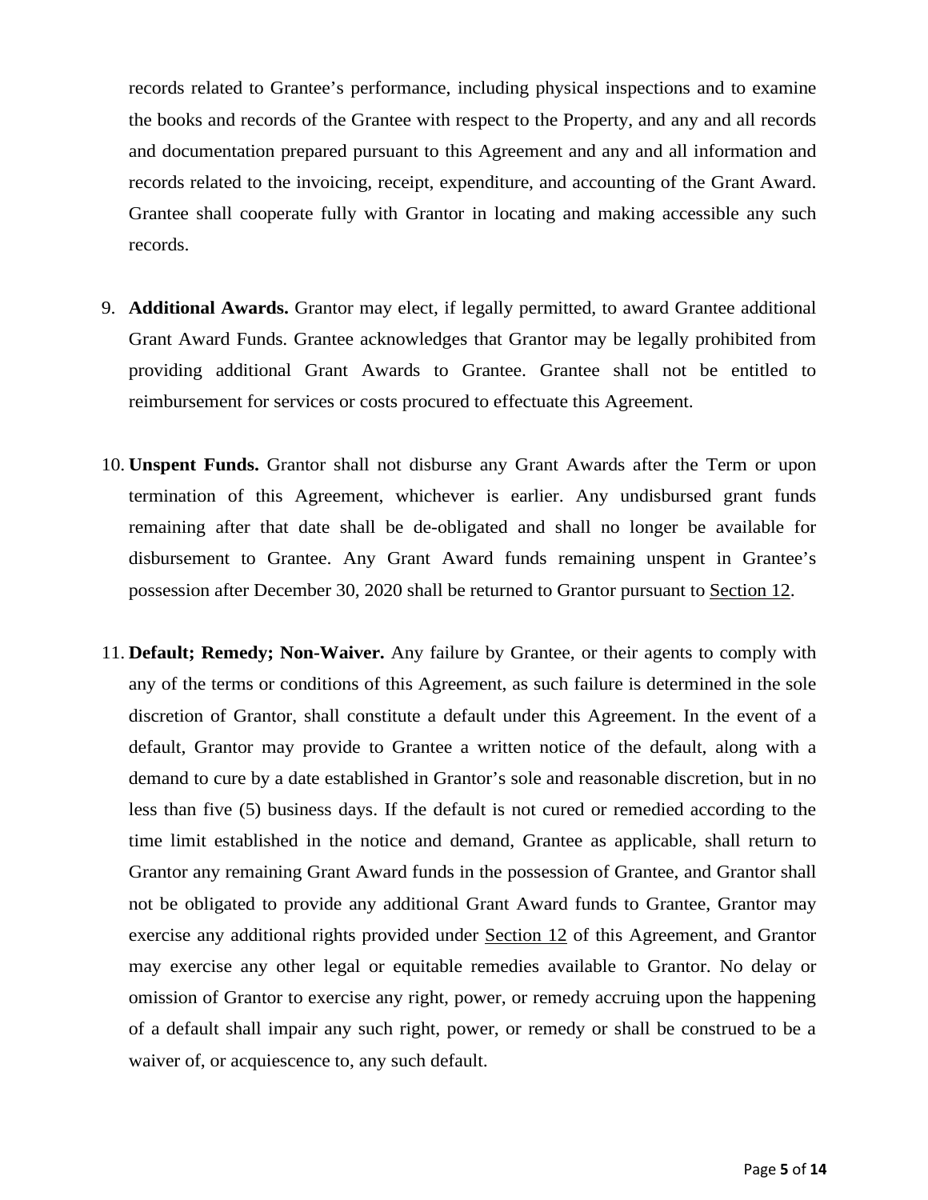records related to Grantee's performance, including physical inspections and to examine the books and records of the Grantee with respect to the Property, and any and all records and documentation prepared pursuant to this Agreement and any and all information and records related to the invoicing, receipt, expenditure, and accounting of the Grant Award. Grantee shall cooperate fully with Grantor in locating and making accessible any such records.

9. **Additional Awards.** Grantor may elect, if legally permitted, to award Grantee additional Grant Award Funds. Grantee acknowledges that Grantor may be legally prohibited from providing additional Grant Awards to Grantee. Grantee shall not be entitled to reimbursement for services or costs procured to effectuate this Agreement.

10. **Unspent Funds.** Grantor shall not disburse any Grant Awards after the Term or upon termination of this Agreement, whichever is earlier. Any undisbursed grant funds remaining after that date shall be de-obligated and shall no longer be available for disbursement to Grantee. Any Grant Award funds remaining unspent in Grantee's possession after December 30, 2020 shall be returned to Grantor pursuant to Section 12.

11. **Default; Remedy; Non-Waiver.** Any failure by Grantee, or their agents to comply with any of the terms or conditions of this Agreement, as such failure is determined in the sole discretion of Grantor, shall constitute a default under this Agreement. In the event of a default, Grantor may provide to Grantee a written notice of the default, along with a demand to cure by a date established in Grantor's sole and reasonable discretion, but in no less than five (5) business days. If the default is not cured or remedied according to the time limit established in the notice and demand, Grantee as applicable, shall return to Grantor any remaining Grant Award funds in the possession of Grantee, and Grantor shall not be obligated to provide any additional Grant Award funds to Grantee, Grantor may exercise any additional rights provided under Section 12 of this Agreement, and Grantor may exercise any other legal or equitable remedies available to Grantor. No delay or omission of Grantor to exercise any right, power, or remedy accruing upon the happening of a default shall impair any such right, power, or remedy or shall be construed to be a waiver of, or acquiescence to, any such default.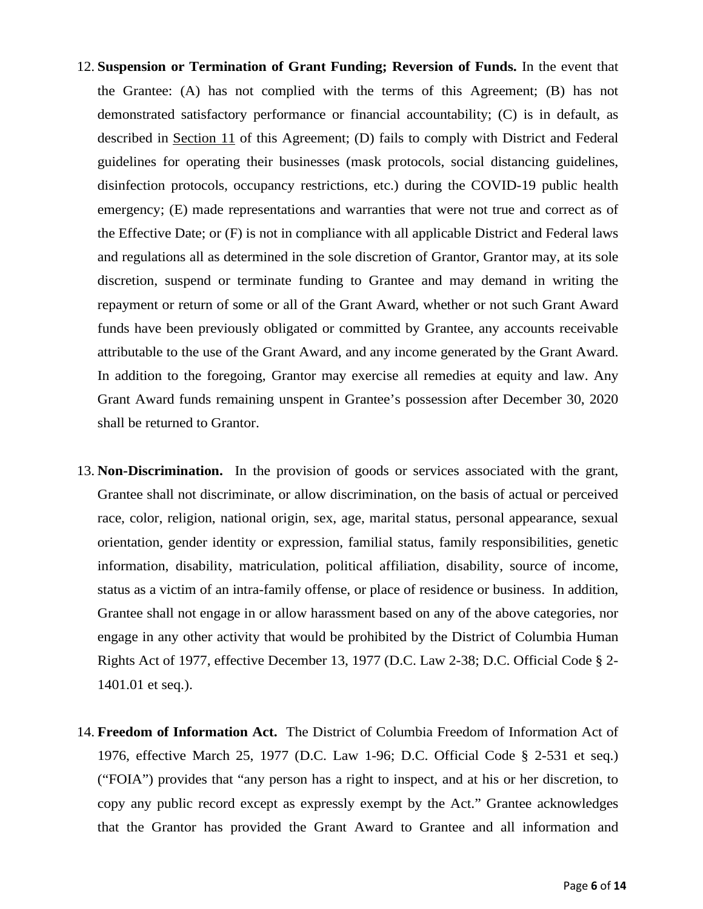12. **Suspension or Termination of Grant Funding; Reversion of Funds.** In the event that the Grantee: (A) has not complied with the terms of this Agreement; (B) has not demonstrated satisfactory performance or financial accountability; (C) is in default, as described in Section 11 of this Agreement; (D) fails to comply with District and Federal guidelines for operating their businesses (mask protocols, social distancing guidelines, disinfection protocols, occupancy restrictions, etc.) during the COVID-19 public health emergency; (E) made representations and warranties that were not true and correct as of the Effective Date; or (F) is not in compliance with all applicable District and Federal laws and regulations all as determined in the sole discretion of Grantor, Grantor may, at its sole discretion, suspend or terminate funding to Grantee and may demand in writing the repayment or return of some or all of the Grant Award, whether or not such Grant Award funds have been previously obligated or committed by Grantee, any accounts receivable attributable to the use of the Grant Award, and any income generated by the Grant Award. In addition to the foregoing, Grantor may exercise all remedies at equity and law. Any Grant Award funds remaining unspent in Grantee's possession after December 30, 2020 shall be returned to Grantor.

13. **Non-Discrimination.** In the provision of goods or services associated with the grant, Grantee shall not discriminate, or allow discrimination, on the basis of actual or perceived race, color, religion, national origin, sex, age, marital status, personal appearance, sexual orientation, gender identity or expression, familial status, family responsibilities, genetic information, disability, matriculation, political affiliation, disability, source of income, status as a victim of an intra-family offense, or place of residence or business. In addition, Grantee shall not engage in or allow harassment based on any of the above categories, nor engage in any other activity that would be prohibited by the District of Columbia Human Rights Act of 1977, effective December 13, 1977 (D.C. Law 2-38; D.C. Official Code § 2-1401.01 et seq.).

14. **Freedom of Information Act.** The District of Columbia Freedom of Information Act of 1976, effective March 25, 1977 (D.C. Law 1-96; D.C. Official Code § 2-531 et seq.) ("FOIA") provides that "any person has a right to inspect, and at his or her discretion, to copy any public record except as expressly exempt by the Act." Grantee acknowledges that the Grantor has provided the Grant Award to Grantee and all information and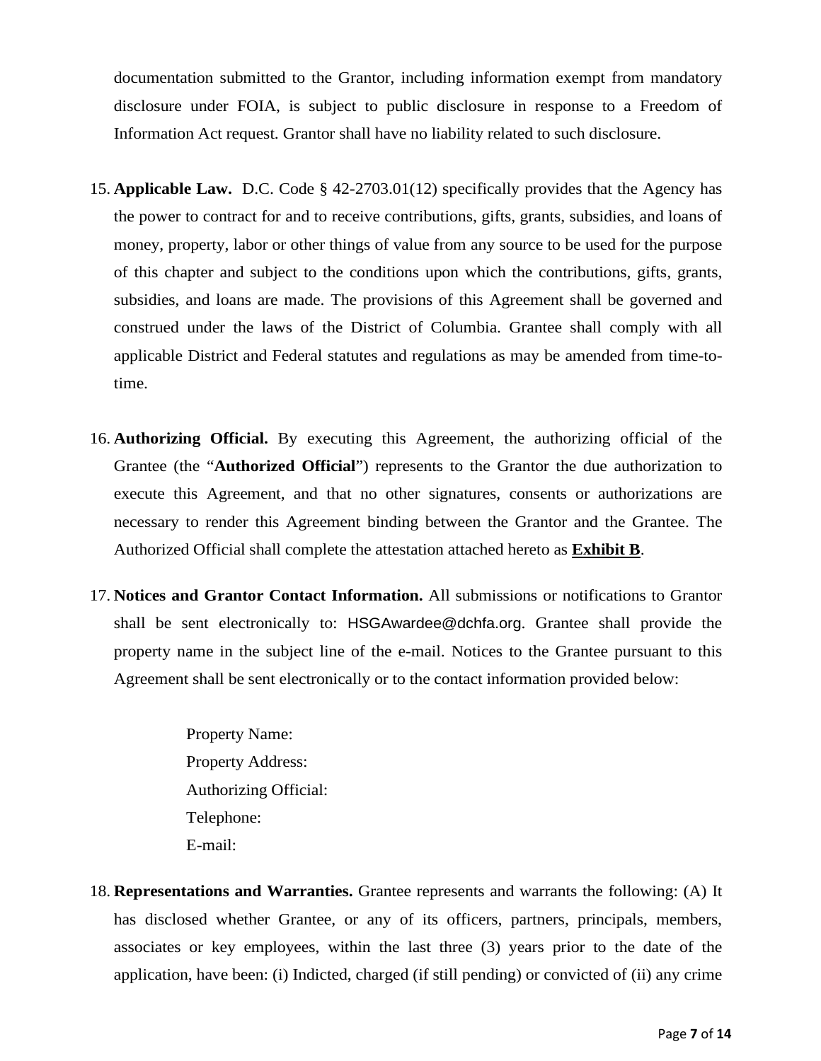documentation submitted to the Grantor, including information exempt from mandatory disclosure under FOIA, is subject to public disclosure in response to a Freedom of Information Act request. Grantor shall have no liability related to such disclosure.

15. **Applicable Law.** D.C. Code § 42-2703.01(12) specifically provides that the Agency has the power to contract for and to receive contributions, gifts, grants, subsidies, and loans of money, property, labor or other things of value from any source to be used for the purpose of this chapter and subject to the conditions upon which the contributions, gifts, grants, subsidies, and loans are made. The provisions of this Agreement shall be governed and construed under the laws of the District of Columbia. Grantee shall comply with all applicable District and Federal statutes and regulations as may be amended from time-to-time.

16. **Authorizing Official.** By executing this Agreement, the authorizing official of the Grantee (the "**Authorized Official**") represents to the Grantor the due authorization to execute this Agreement, and that no other signatures, consents or authorizations are necessary to render this Agreement binding between the Grantor and the Grantee. The Authorized Official shall complete the attestation attached hereto as **Exhibit B**.

17. **Notices and Grantor Contact Information.** All submissions or notifications to Grantor shall be sent electronically to: HSGAwardee@dchfa.org. Grantee shall provide the property name in the subject line of the e-mail. Notices to the Grantee pursuant to this Agreement shall be sent electronically or to the contact information provided below:

    Property Name:
    Property Address:
    Authorizing Official:
    Telephone:
    E-mail:

18. **Representations and Warranties.** Grantee represents and warrants the following: (A) It has disclosed whether Grantee, or any of its officers, partners, principals, members, associates or key employees, within the last three (3) years prior to the date of the application, have been: (i) Indicted, charged (if still pending) or convicted of (ii) any crime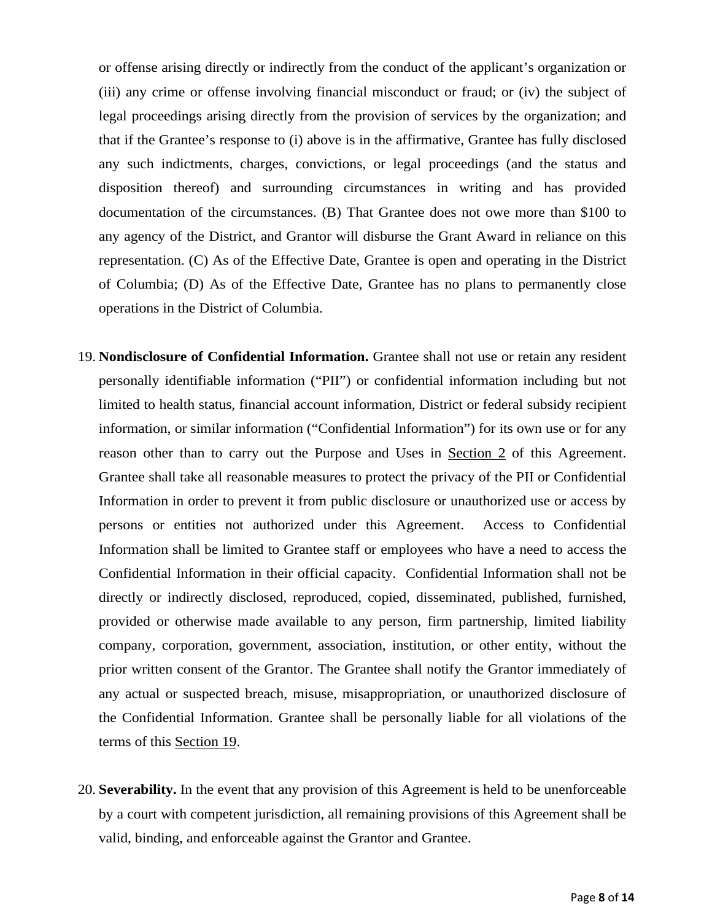or offense arising directly or indirectly from the conduct of the applicant's organization or (iii) any crime or offense involving financial misconduct or fraud; or (iv) the subject of legal proceedings arising directly from the provision of services by the organization; and that if the Grantee's response to (i) above is in the affirmative, Grantee has fully disclosed any such indictments, charges, convictions, or legal proceedings (and the status and disposition thereof) and surrounding circumstances in writing and has provided documentation of the circumstances. (B) That Grantee does not owe more than $100 to any agency of the District, and Grantor will disburse the Grant Award in reliance on this representation. (C) As of the Effective Date, Grantee is open and operating in the District of Columbia; (D) As of the Effective Date, Grantee has no plans to permanently close operations in the District of Columbia.

19. **Nondisclosure of Confidential Information.** Grantee shall not use or retain any resident personally identifiable information ("PII") or confidential information including but not limited to health status, financial account information, District or federal subsidy recipient information, or similar information ("Confidential Information") for its own use or for any reason other than to carry out the Purpose and Uses in Section 2 of this Agreement. Grantee shall take all reasonable measures to protect the privacy of the PII or Confidential Information in order to prevent it from public disclosure or unauthorized use or access by persons or entities not authorized under this Agreement. Access to Confidential Information shall be limited to Grantee staff or employees who have a need to access the Confidential Information in their official capacity. Confidential Information shall not be directly or indirectly disclosed, reproduced, copied, disseminated, published, furnished, provided or otherwise made available to any person, firm partnership, limited liability company, corporation, government, association, institution, or other entity, without the prior written consent of the Grantor. The Grantee shall notify the Grantor immediately of any actual or suspected breach, misuse, misappropriation, or unauthorized disclosure of the Confidential Information. Grantee shall be personally liable for all violations of the terms of this Section 19.

20. **Severability.** In the event that any provision of this Agreement is held to be unenforceable by a court with competent jurisdiction, all remaining provisions of this Agreement shall be valid, binding, and enforceable against the Grantor and Grantee.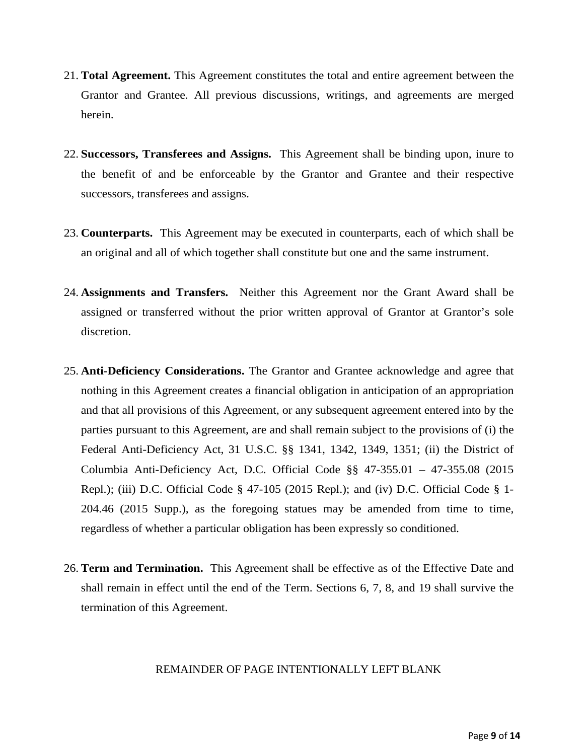21. **Total Agreement.** This Agreement constitutes the total and entire agreement between the Grantor and Grantee. All previous discussions, writings, and agreements are merged herein.

22. **Successors, Transferees and Assigns.** This Agreement shall be binding upon, inure to the benefit of and be enforceable by the Grantor and Grantee and their respective successors, transferees and assigns.

23. **Counterparts.** This Agreement may be executed in counterparts, each of which shall be an original and all of which together shall constitute but one and the same instrument.

24. **Assignments and Transfers.** Neither this Agreement nor the Grant Award shall be assigned or transferred without the prior written approval of Grantor at Grantor's sole discretion.

25. **Anti-Deficiency Considerations.** The Grantor and Grantee acknowledge and agree that nothing in this Agreement creates a financial obligation in anticipation of an appropriation and that all provisions of this Agreement, or any subsequent agreement entered into by the parties pursuant to this Agreement, are and shall remain subject to the provisions of (i) the Federal Anti-Deficiency Act, 31 U.S.C. §§ 1341, 1342, 1349, 1351; (ii) the District of Columbia Anti-Deficiency Act, D.C. Official Code §§ 47-355.01 – 47-355.08 (2015 Repl.); (iii) D.C. Official Code § 47-105 (2015 Repl.); and (iv) D.C. Official Code § 1-204.46 (2015 Supp.), as the foregoing statues may be amended from time to time, regardless of whether a particular obligation has been expressly so conditioned.

26. **Term and Termination.** This Agreement shall be effective as of the Effective Date and shall remain in effect until the end of the Term. Sections 6, 7, 8, and 19 shall survive the termination of this Agreement.

REMAINDER OF PAGE INTENTIONALLY LEFT BLANK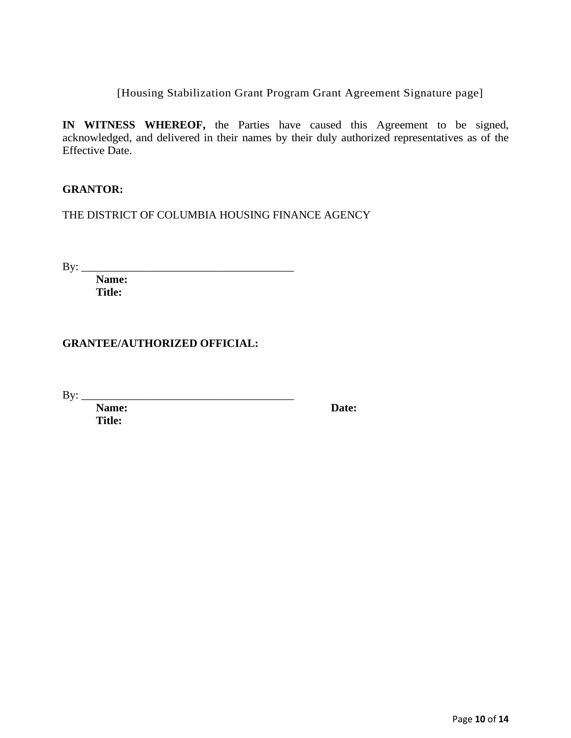[Housing Stabilization Grant Program Grant Agreement Signature page]

**IN WITNESS WHEREOF,** the Parties have caused this Agreement to be signed, acknowledged, and delivered in their names by their duly authorized representatives as of the Effective Date.

**GRANTOR:**

THE DISTRICT OF COLUMBIA HOUSING FINANCE AGENCY

By: ______________________________________

**Name:**

**Title:**

**GRANTEE/AUTHORIZED OFFICIAL:**

By: ______________________________________

**Name:** **Date:**

**Title:**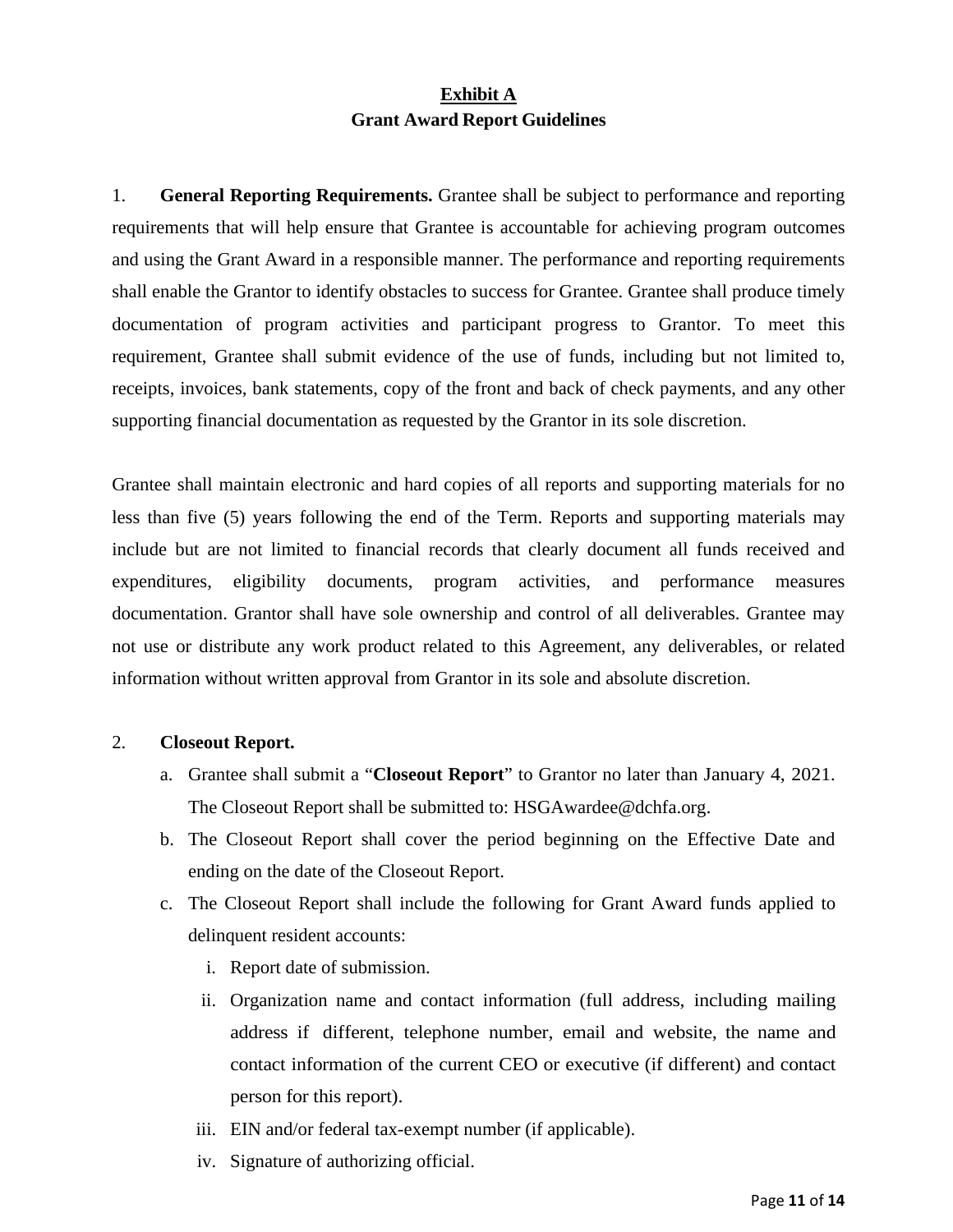## Exhibit A
## Grant Award Report Guidelines

1. **General Reporting Requirements.** Grantee shall be subject to performance and reporting requirements that will help ensure that Grantee is accountable for achieving program outcomes and using the Grant Award in a responsible manner. The performance and reporting requirements shall enable the Grantor to identify obstacles to success for Grantee. Grantee shall produce timely documentation of program activities and participant progress to Grantor. To meet this requirement, Grantee shall submit evidence of the use of funds, including but not limited to, receipts, invoices, bank statements, copy of the front and back of check payments, and any other supporting financial documentation as requested by the Grantor in its sole discretion.

Grantee shall maintain electronic and hard copies of all reports and supporting materials for no less than five (5) years following the end of the Term. Reports and supporting materials may include but are not limited to financial records that clearly document all funds received and expenditures, eligibility documents, program activities, and performance measures documentation. Grantor shall have sole ownership and control of all deliverables. Grantee may not use or distribute any work product related to this Agreement, any deliverables, or related information without written approval from Grantor in its sole and absolute discretion.

2. **Closeout Report.**

   a. Grantee shall submit a "**Closeout Report**" to Grantor no later than January 4, 2021. The Closeout Report shall be submitted to: HSGAwardee@dchfa.org.

   b. The Closeout Report shall cover the period beginning on the Effective Date and ending on the date of the Closeout Report.

   c. The Closeout Report shall include the following for Grant Award funds applied to delinquent resident accounts:

      i. Report date of submission.

      ii. Organization name and contact information (full address, including mailing address if different, telephone number, email and website, the name and contact information of the current CEO or executive (if different) and contact person for this report).

      iii. EIN and/or federal tax-exempt number (if applicable).

      iv. Signature of authorizing official.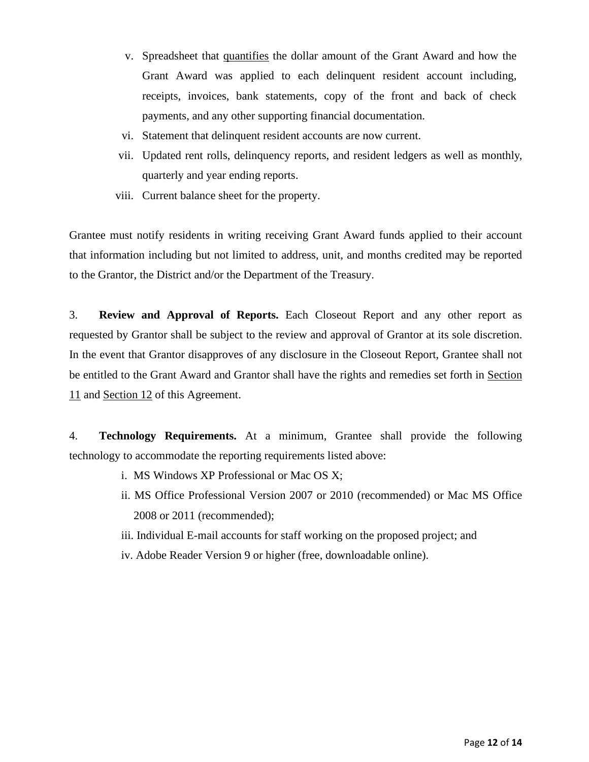v. Spreadsheet that quantifies the dollar amount of the Grant Award and how the Grant Award was applied to each delinquent resident account including, receipts, invoices, bank statements, copy of the front and back of check payments, and any other supporting financial documentation.

vi. Statement that delinquent resident accounts are now current.

vii. Updated rent rolls, delinquency reports, and resident ledgers as well as monthly, quarterly and year ending reports.

viii. Current balance sheet for the property.

Grantee must notify residents in writing receiving Grant Award funds applied to their account that information including but not limited to address, unit, and months credited may be reported to the Grantor, the District and/or the Department of the Treasury.

3. **Review and Approval of Reports.** Each Closeout Report and any other report as requested by Grantor shall be subject to the review and approval of Grantor at its sole discretion. In the event that Grantor disapproves of any disclosure in the Closeout Report, Grantee shall not be entitled to the Grant Award and Grantor shall have the rights and remedies set forth in Section 11 and Section 12 of this Agreement.

4. **Technology Requirements.** At a minimum, Grantee shall provide the following technology to accommodate the reporting requirements listed above:

i. MS Windows XP Professional or Mac OS X;

ii. MS Office Professional Version 2007 or 2010 (recommended) or Mac MS Office 2008 or 2011 (recommended);

iii. Individual E-mail accounts for staff working on the proposed project; and

iv. Adobe Reader Version 9 or higher (free, downloadable online).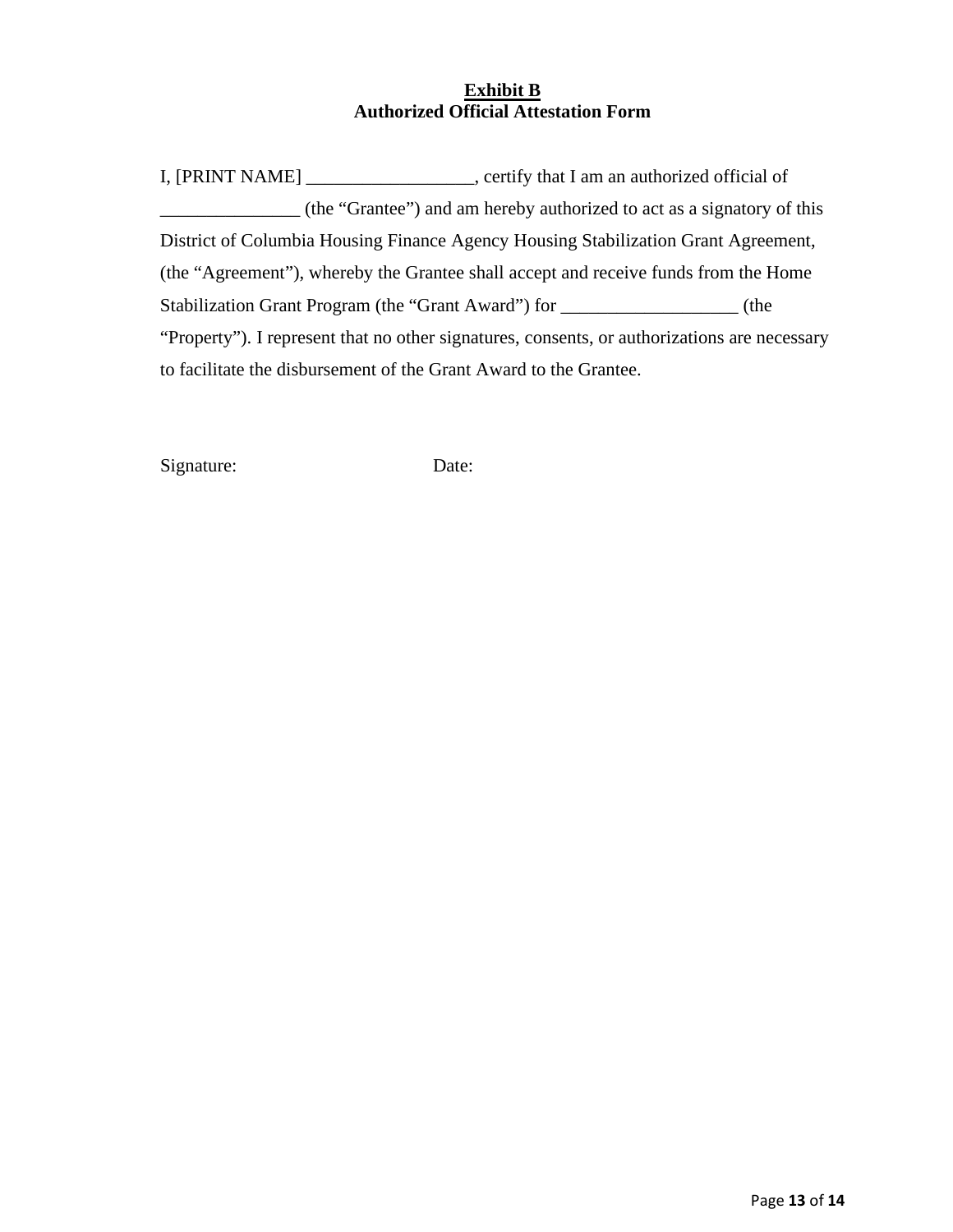**<u>Exhibit B</u>**
**Authorized Official Attestation Form**

I, [PRINT NAME] __________________, certify that I am an authorized official of _______________ (the "Grantee") and am hereby authorized to act as a signatory of this District of Columbia Housing Finance Agency Housing Stabilization Grant Agreement, (the "Agreement"), whereby the Grantee shall accept and receive funds from the Home Stabilization Grant Program (the "Grant Award") for ___________________ (the "Property"). I represent that no other signatures, consents, or authorizations are necessary to facilitate the disbursement of the Grant Award to the Grantee.

Signature: Date: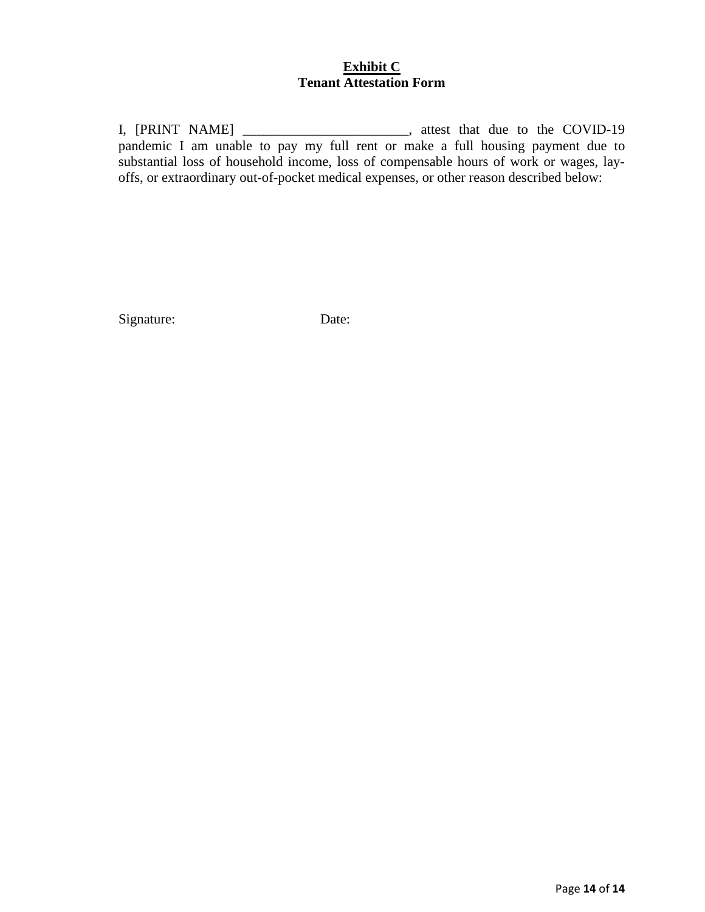**<u>Exhibit C</u>**
**Tenant Attestation Form**

I, [PRINT NAME] ________________________, attest that due to the COVID-19 pandemic I am unable to pay my full rent or make a full housing payment due to substantial loss of household income, loss of compensable hours of work or wages, lay-offs, or extraordinary out-of-pocket medical expenses, or other reason described below:

Signature: Date: